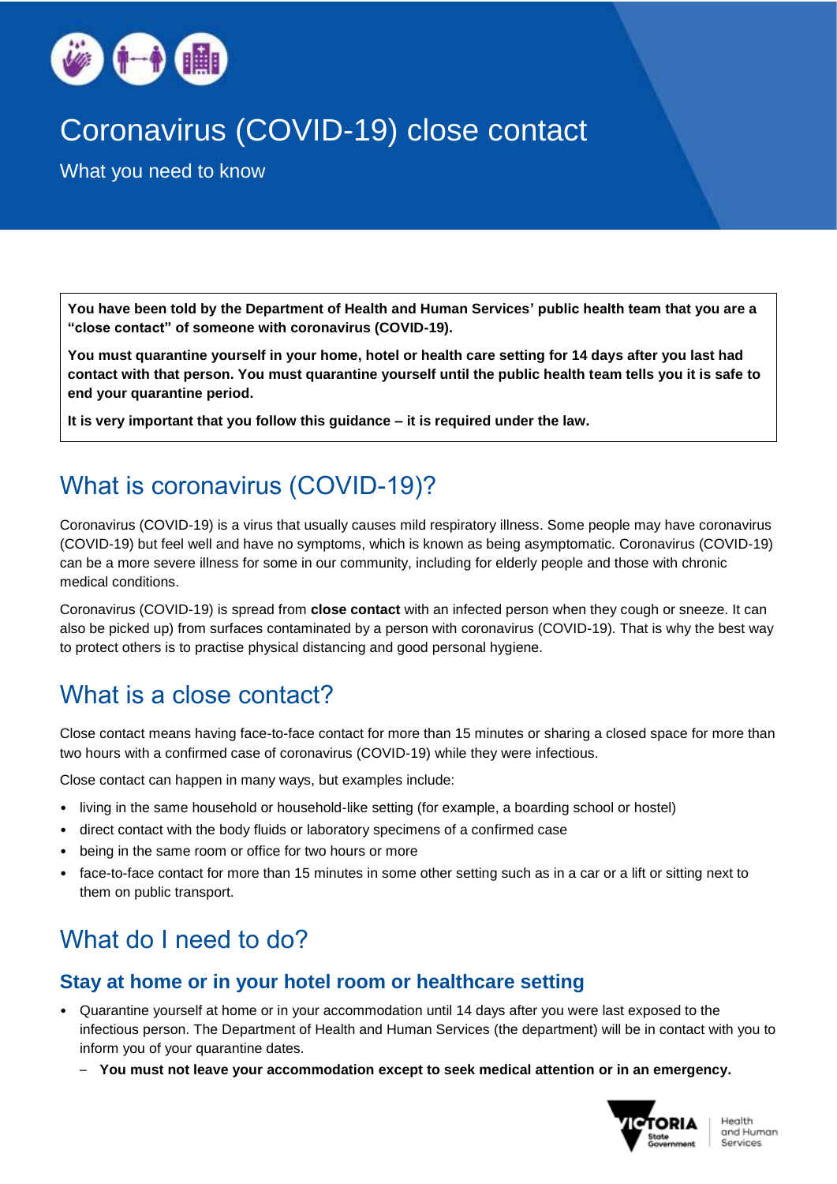# Coronavirus (COVID-19) close contact

What you need to know

**You have been told by the Department of Health and Human Services' public health team that you are a "close contact" of someone with coronavirus (COVID-19).**

**You must quarantine yourself in your home, hotel or health care setting for 14 days after you last had contact with that person. You must quarantine yourself until the public health team tells you it is safe to end your quarantine period.**

**It is very important that you follow this guidance – it is required under the law.**

## What is coronavirus (COVID-19)?

Coronavirus (COVID-19) is a virus that usually causes mild respiratory illness. Some people may have coronavirus (COVID-19) but feel well and have no symptoms, which is known as being asymptomatic. Coronavirus (COVID-19) can be a more severe illness for some in our community, including for elderly people and those with chronic medical conditions.

Coronavirus (COVID-19) is spread from **close contact** with an infected person when they cough or sneeze. It can also be picked up) from surfaces contaminated by a person with coronavirus (COVID-19). That is why the best way to protect others is to practise physical distancing and good personal hygiene.

## What is a close contact?

Close contact means having face-to-face contact for more than 15 minutes or sharing a closed space for more than two hours with a confirmed case of coronavirus (COVID-19) while they were infectious.

Close contact can happen in many ways, but examples include:

- living in the same household or household-like setting (for example, a boarding school or hostel)
- direct contact with the body fluids or laboratory specimens of a confirmed case
- being in the same room or office for two hours or more
- face-to-face contact for more than 15 minutes in some other setting such as in a car or a lift or sitting next to them on public transport.

## What do I need to do?

### Stay at home or in your hotel room or healthcare setting

- Quarantine yourself at home or in your accommodation until 14 days after you were last exposed to the infectious person. The Department of Health and Human Services (the department) will be in contact with you to inform you of your quarantine dates.
  - **You must not leave your accommodation except to seek medical attention or in an emergency.**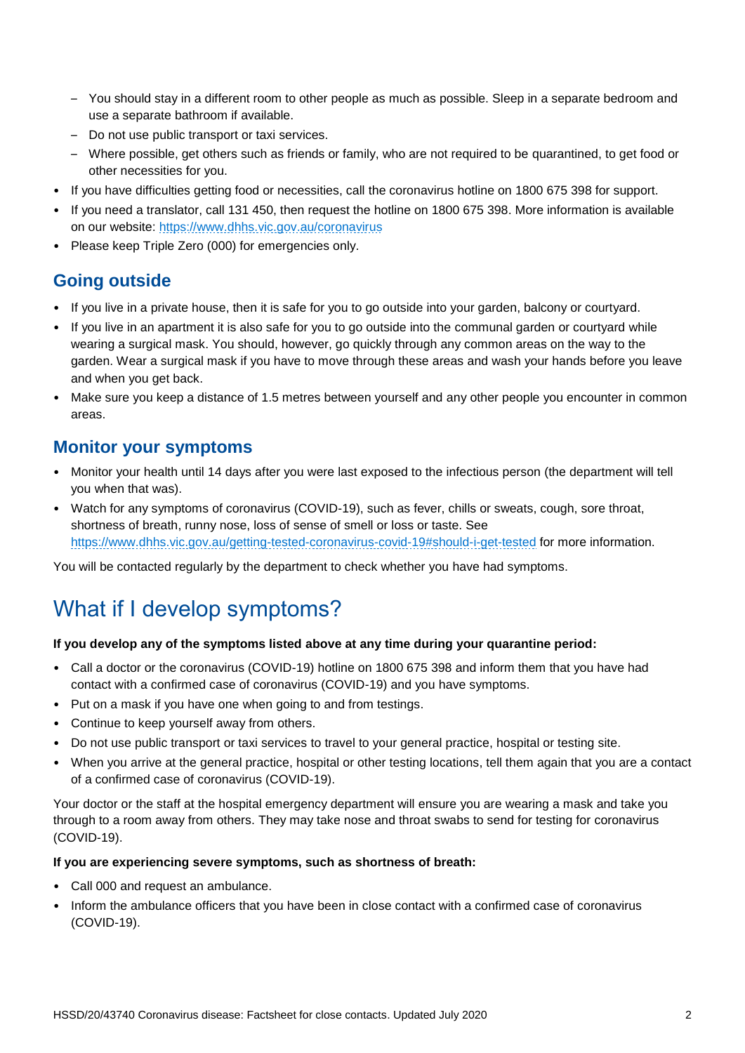- You should stay in a different room to other people as much as possible. Sleep in a separate bedroom and use a separate bathroom if available.
  - Do not use public transport or taxi services.
  - Where possible, get others such as friends or family, who are not required to be quarantined, to get food or other necessities for you.
- If you have difficulties getting food or necessities, call the coronavirus hotline on 1800 675 398 for support.
- If you need a translator, call 131 450, then request the hotline on 1800 675 398. More information is available on our website: https://www.dhhs.vic.gov.au/coronavirus
- Please keep Triple Zero (000) for emergencies only.

## Going outside

- If you live in a private house, then it is safe for you to go outside into your garden, balcony or courtyard.
- If you live in an apartment it is also safe for you to go outside into the communal garden or courtyard while wearing a surgical mask. You should, however, go quickly through any common areas on the way to the garden. Wear a surgical mask if you have to move through these areas and wash your hands before you leave and when you get back.
- Make sure you keep a distance of 1.5 metres between yourself and any other people you encounter in common areas.

## Monitor your symptoms

- Monitor your health until 14 days after you were last exposed to the infectious person (the department will tell you when that was).
- Watch for any symptoms of coronavirus (COVID-19), such as fever, chills or sweats, cough, sore throat, shortness of breath, runny nose, loss of sense of smell or loss or taste. See https://www.dhhs.vic.gov.au/getting-tested-coronavirus-covid-19#should-i-get-tested for more information.

You will be contacted regularly by the department to check whether you have had symptoms.

# What if I develop symptoms?

**If you develop any of the symptoms listed above at any time during your quarantine period:**

- Call a doctor or the coronavirus (COVID-19) hotline on 1800 675 398 and inform them that you have had contact with a confirmed case of coronavirus (COVID-19) and you have symptoms.
- Put on a mask if you have one when going to and from testings.
- Continue to keep yourself away from others.
- Do not use public transport or taxi services to travel to your general practice, hospital or testing site.
- When you arrive at the general practice, hospital or other testing locations, tell them again that you are a contact of a confirmed case of coronavirus (COVID-19).

Your doctor or the staff at the hospital emergency department will ensure you are wearing a mask and take you through to a room away from others. They may take nose and throat swabs to send for testing for coronavirus (COVID-19).

**If you are experiencing severe symptoms, such as shortness of breath:**

- Call 000 and request an ambulance.
- Inform the ambulance officers that you have been in close contact with a confirmed case of coronavirus (COVID-19).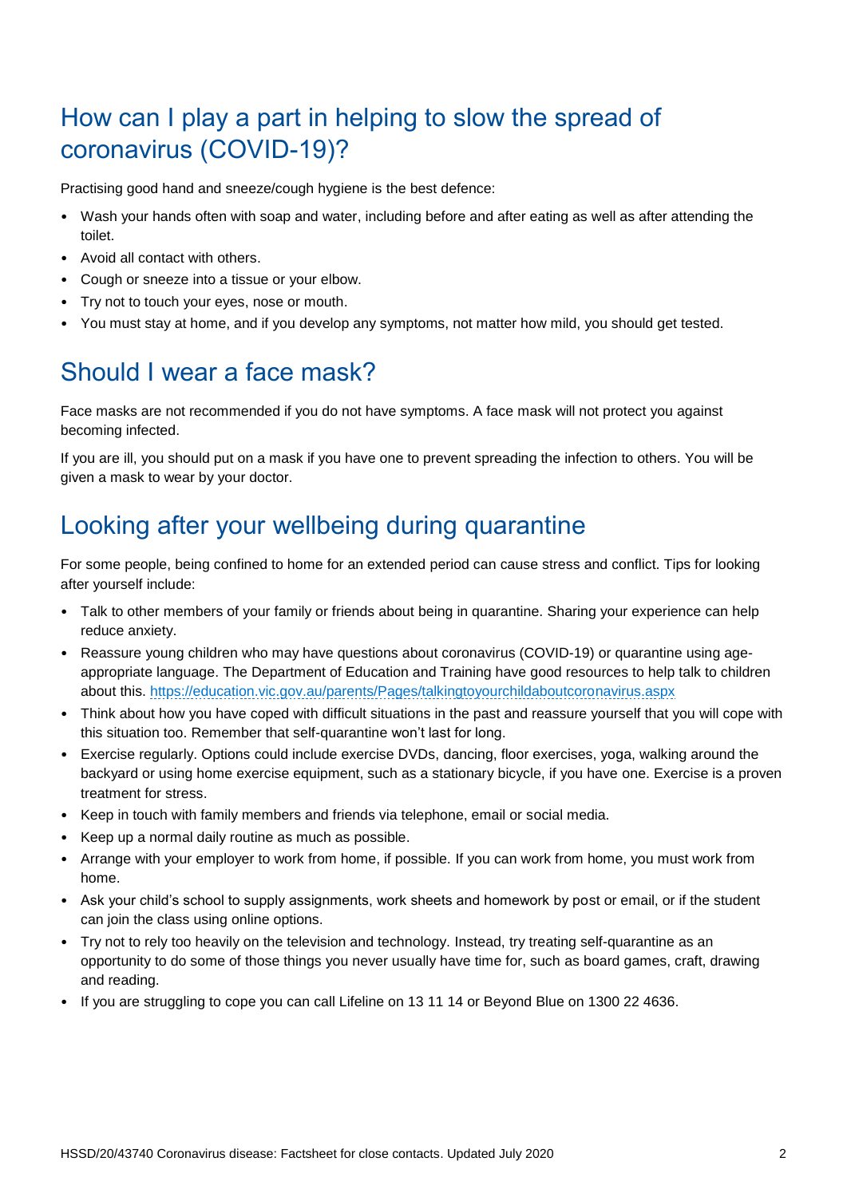## How can I play a part in helping to slow the spread of coronavirus (COVID-19)?

Practising good hand and sneeze/cough hygiene is the best defence:

- Wash your hands often with soap and water, including before and after eating as well as after attending the toilet.
- Avoid all contact with others.
- Cough or sneeze into a tissue or your elbow.
- Try not to touch your eyes, nose or mouth.
- You must stay at home, and if you develop any symptoms, not matter how mild, you should get tested.

## Should I wear a face mask?

Face masks are not recommended if you do not have symptoms. A face mask will not protect you against becoming infected.

If you are ill, you should put on a mask if you have one to prevent spreading the infection to others. You will be given a mask to wear by your doctor.

## Looking after your wellbeing during quarantine

For some people, being confined to home for an extended period can cause stress and conflict. Tips for looking after yourself include:

- Talk to other members of your family or friends about being in quarantine. Sharing your experience can help reduce anxiety.
- Reassure young children who may have questions about coronavirus (COVID-19) or quarantine using age-appropriate language. The Department of Education and Training have good resources to help talk to children about this. https://education.vic.gov.au/parents/Pages/talkingtoyourchildaboutcoronavirus.aspx
- Think about how you have coped with difficult situations in the past and reassure yourself that you will cope with this situation too. Remember that self-quarantine won't last for long.
- Exercise regularly. Options could include exercise DVDs, dancing, floor exercises, yoga, walking around the backyard or using home exercise equipment, such as a stationary bicycle, if you have one. Exercise is a proven treatment for stress.
- Keep in touch with family members and friends via telephone, email or social media.
- Keep up a normal daily routine as much as possible.
- Arrange with your employer to work from home, if possible. If you can work from home, you must work from home.
- Ask your child's school to supply assignments, work sheets and homework by post or email, or if the student can join the class using online options.
- Try not to rely too heavily on the television and technology. Instead, try treating self-quarantine as an opportunity to do some of those things you never usually have time for, such as board games, craft, drawing and reading.
- If you are struggling to cope you can call Lifeline on 13 11 14 or Beyond Blue on 1300 22 4636.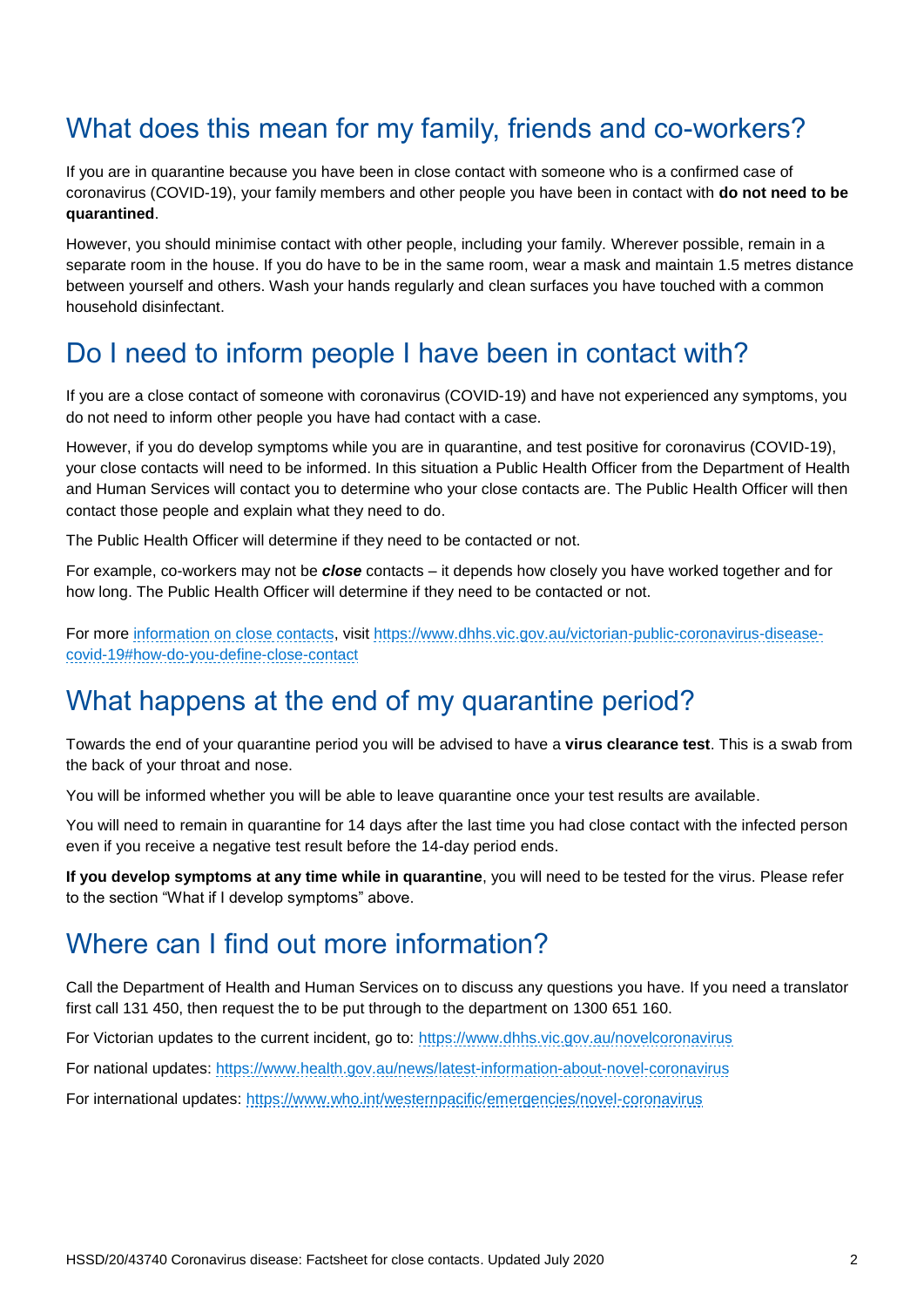## What does this mean for my family, friends and co-workers?

If you are in quarantine because you have been in close contact with someone who is a confirmed case of coronavirus (COVID-19), your family members and other people you have been in contact with **do not need to be quarantined**.

However, you should minimise contact with other people, including your family. Wherever possible, remain in a separate room in the house. If you do have to be in the same room, wear a mask and maintain 1.5 metres distance between yourself and others. Wash your hands regularly and clean surfaces you have touched with a common household disinfectant.

## Do I need to inform people I have been in contact with?

If you are a close contact of someone with coronavirus (COVID-19) and have not experienced any symptoms, you do not need to inform other people you have had contact with a case.

However, if you do develop symptoms while you are in quarantine, and test positive for coronavirus (COVID-19), your close contacts will need to be informed. In this situation a Public Health Officer from the Department of Health and Human Services will contact you to determine who your close contacts are. The Public Health Officer will then contact those people and explain what they need to do.

The Public Health Officer will determine if they need to be contacted or not.

For example, co-workers may not be ***close*** contacts – it depends how closely you have worked together and for how long. The Public Health Officer will determine if they need to be contacted or not.

For more information on close contacts, visit https://www.dhhs.vic.gov.au/victorian-public-coronavirus-disease-covid-19#how-do-you-define-close-contact

## What happens at the end of my quarantine period?

Towards the end of your quarantine period you will be advised to have a **virus clearance test**. This is a swab from the back of your throat and nose.

You will be informed whether you will be able to leave quarantine once your test results are available.

You will need to remain in quarantine for 14 days after the last time you had close contact with the infected person even if you receive a negative test result before the 14-day period ends.

**If you develop symptoms at any time while in quarantine**, you will need to be tested for the virus. Please refer to the section "What if I develop symptoms" above.

## Where can I find out more information?

Call the Department of Health and Human Services on to discuss any questions you have. If you need a translator first call 131 450, then request the to be put through to the department on 1300 651 160.

For Victorian updates to the current incident, go to: https://www.dhhs.vic.gov.au/novelcoronavirus

For national updates: https://www.health.gov.au/news/latest-information-about-novel-coronavirus

For international updates: https://www.who.int/westernpacific/emergencies/novel-coronavirus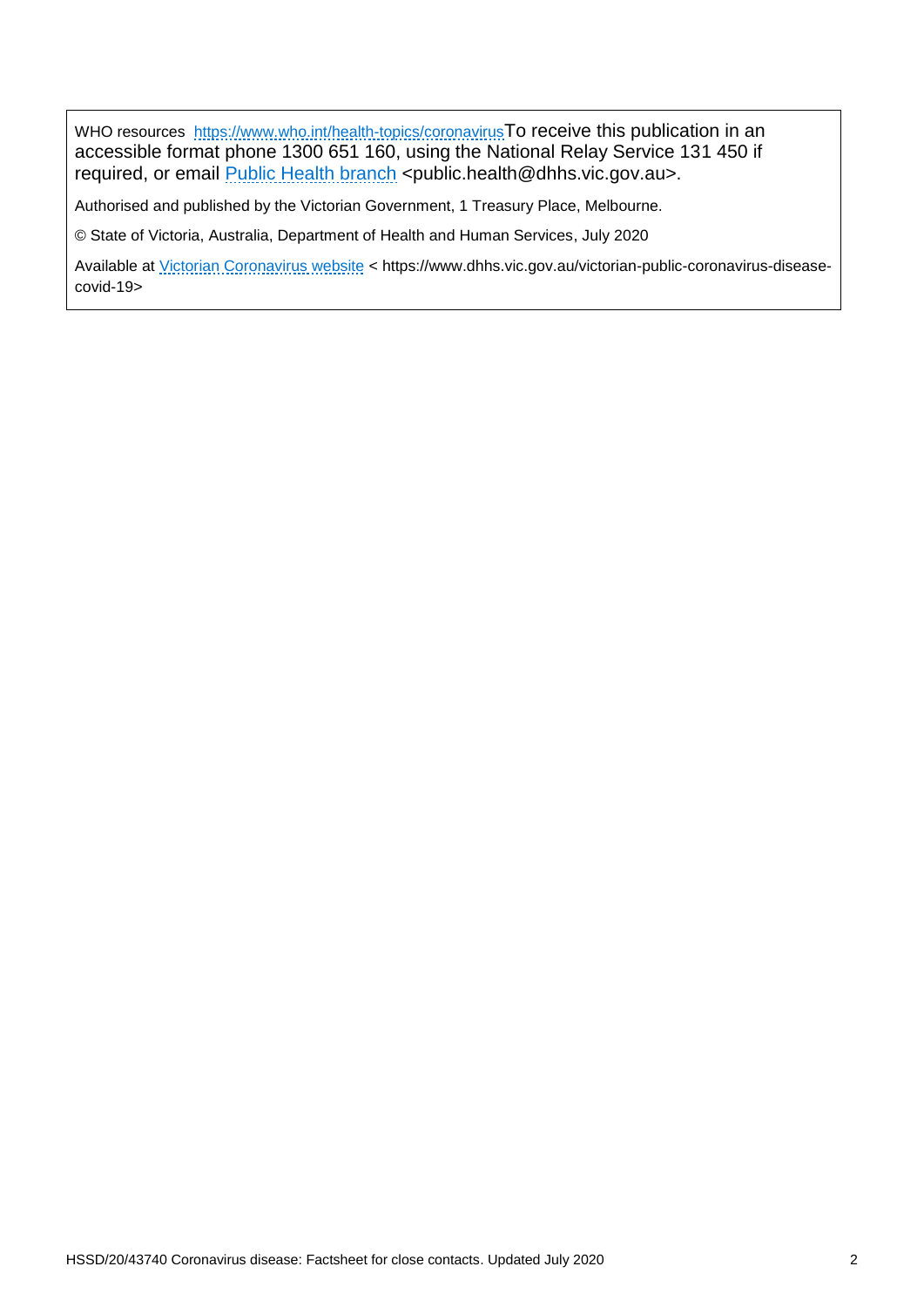WHO resources [https://www.who.int/health-topics/coronavirus](https://www.who.int/health-topics/coronavirus)To receive this publication in an accessible format phone 1300 651 160, using the National Relay Service 131 450 if required, or email [Public Health branch](mailto:public.health@dhhs.vic.gov.au) <public.health@dhhs.vic.gov.au>.

Authorised and published by the Victorian Government, 1 Treasury Place, Melbourne.

© State of Victoria, Australia, Department of Health and Human Services, July 2020

Available at [Victorian Coronavirus website](https://www.dhhs.vic.gov.au/victorian-public-coronavirus-disease-covid-19) < https://www.dhhs.vic.gov.au/victorian-public-coronavirus-disease-covid-19>